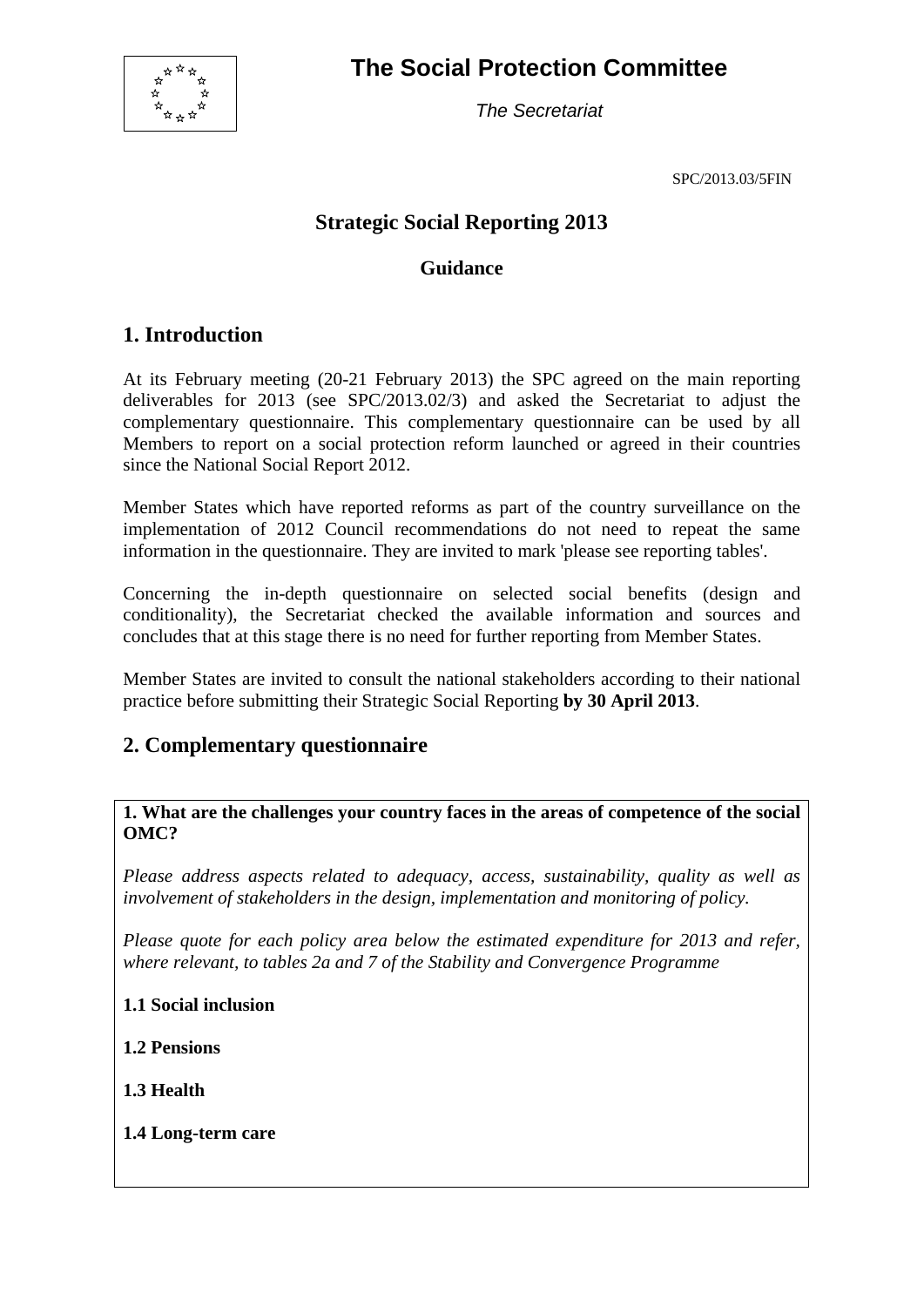# The Social Protection Committee

*The Secretariat*

SPC/2013.03/5FIN

## Strategic Social Reporting 2013

### Guidance

## 1. Introduction

At its February meeting (20-21 February 2013) the SPC agreed on the main reporting deliverables for 2013 (see SPC/2013.02/3) and asked the Secretariat to adjust the complementary questionnaire. This complementary questionnaire can be used by all Members to report on a social protection reform launched or agreed in their countries since the National Social Report 2012.

Member States which have reported reforms as part of the country surveillance on the implementation of 2012 Council recommendations do not need to repeat the same information in the questionnaire. They are invited to mark 'please see reporting tables'.

Concerning the in-depth questionnaire on selected social benefits (design and conditionality), the Secretariat checked the available information and sources and concludes that at this stage there is no need for further reporting from Member States.

Member States are invited to consult the national stakeholders according to their national practice before submitting their Strategic Social Reporting **by 30 April 2013**.

## 2. Complementary questionnaire

**1. What are the challenges your country faces in the areas of competence of the social OMC?**

*Please address aspects related to adequacy, access, sustainability, quality as well as involvement of stakeholders in the design, implementation and monitoring of policy.*

*Please quote for each policy area below the estimated expenditure for 2013 and refer, where relevant, to tables 2a and 7 of the Stability and Convergence Programme*

**1.1 Social inclusion**

**1.2 Pensions**

**1.3 Health**

**1.4 Long-term care**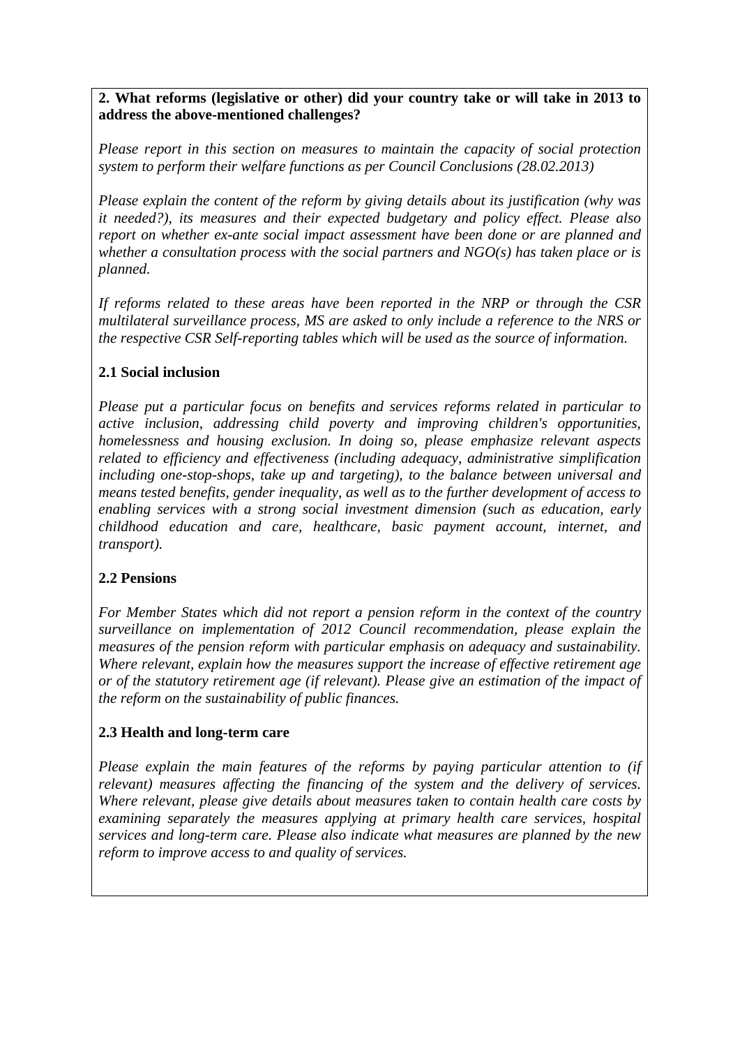**2. What reforms (legislative or other) did your country take or will take in 2013 to address the above-mentioned challenges?**

*Please report in this section on measures to maintain the capacity of social protection system to perform their welfare functions as per Council Conclusions (28.02.2013)*

*Please explain the content of the reform by giving details about its justification (why was it needed?), its measures and their expected budgetary and policy effect. Please also report on whether ex-ante social impact assessment have been done or are planned and whether a consultation process with the social partners and NGO(s) has taken place or is planned.*

*If reforms related to these areas have been reported in the NRP or through the CSR multilateral surveillance process, MS are asked to only include a reference to the NRS or the respective CSR Self-reporting tables which will be used as the source of information.*

**2.1 Social inclusion**

*Please put a particular focus on benefits and services reforms related in particular to active inclusion, addressing child poverty and improving children's opportunities, homelessness and housing exclusion. In doing so, please emphasize relevant aspects related to efficiency and effectiveness (including adequacy, administrative simplification including one-stop-shops, take up and targeting), to the balance between universal and means tested benefits, gender inequality, as well as to the further development of access to enabling services with a strong social investment dimension (such as education, early childhood education and care, healthcare, basic payment account, internet, and transport).*

**2.2 Pensions**

*For Member States which did not report a pension reform in the context of the country surveillance on implementation of 2012 Council recommendation, please explain the measures of the pension reform with particular emphasis on adequacy and sustainability. Where relevant, explain how the measures support the increase of effective retirement age or of the statutory retirement age (if relevant). Please give an estimation of the impact of the reform on the sustainability of public finances.*

**2.3 Health and long-term care**

*Please explain the main features of the reforms by paying particular attention to (if relevant) measures affecting the financing of the system and the delivery of services. Where relevant, please give details about measures taken to contain health care costs by examining separately the measures applying at primary health care services, hospital services and long-term care. Please also indicate what measures are planned by the new reform to improve access to and quality of services.*